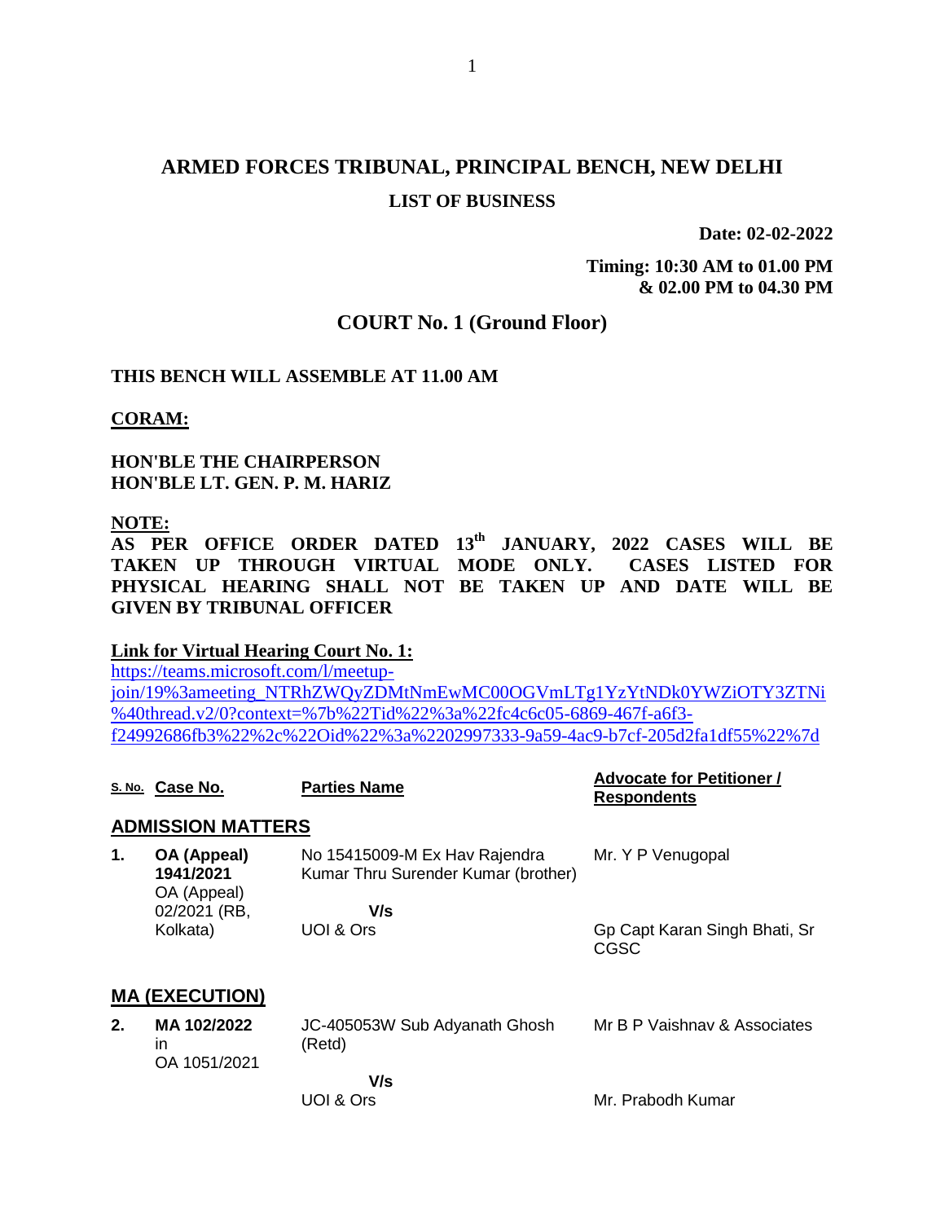# ARMED FORCES TRIBUNAL, PRINCIPAL BENCH, NEW DELHI

## LIST OF BUSINESS

**Date: 02-02-2022**

**Timing: 10:30 AM to 01.00 PM**
**& 02.00 PM to 04.30 PM**

## COURT No. 1 (Ground Floor)

**THIS BENCH WILL ASSEMBLE AT 11.00 AM**

**CORAM:**

**HON'BLE THE CHAIRPERSON**
**HON'BLE LT. GEN. P. M. HARIZ**

**NOTE:**
**AS PER OFFICE ORDER DATED 13th JANUARY, 2022 CASES WILL BE TAKEN UP THROUGH VIRTUAL MODE ONLY. CASES LISTED FOR PHYSICAL HEARING SHALL NOT BE TAKEN UP AND DATE WILL BE GIVEN BY TRIBUNAL OFFICER**

**Link for Virtual Hearing Court No. 1:**
https://teams.microsoft.com/l/meetup-join/19%3ameeting_NTRhZWQyZDMtNmEwMC00OGVmLTg1YzYtNDk0YWZiOTY3ZTNi%40thread.v2/0?context=%7b%22Tid%22%3a%22fc4c6c05-6869-467f-a6f3-f24992686fb3%22%2c%22Oid%22%3a%2202997333-9a59-4ac9-b7cf-205d2fa1df55%22%7d

| S. No. | Case No. | Parties Name | Advocate for Petitioner / Respondents |
|---|---|---|---|
| **ADMISSION MATTERS** | | | |
| **1.** | **OA (Appeal) 1941/2021** OA (Appeal) 02/2021 (RB, Kolkata) | No 15415009-M Ex Hav Rajendra Kumar Thru Surender Kumar (brother) **V/s** UOI & Ors | Mr. Y P Venugopal / Gp Capt Karan Singh Bhati, Sr CGSC |
| **MA (EXECUTION)** | | | |
| **2.** | **MA 102/2022** in OA 1051/2021 | JC-405053W Sub Adyanath Ghosh (Retd) **V/s** UOI & Ors | Mr B P Vaishnav & Associates / Mr. Prabodh Kumar |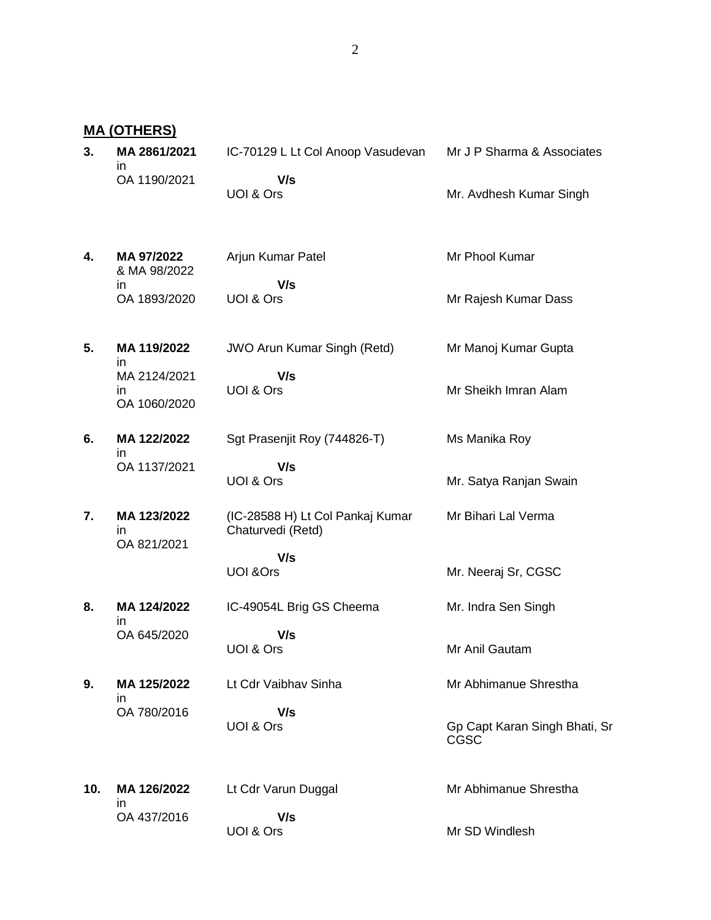## MA (OTHERS)

| | | | |
|---|---|---|---|
| **3.** | **MA 2861/2021** in OA 1190/2021 | IC-70129 L Lt Col Anoop Vasudevan **V/s** UOI & Ors | Mr J P Sharma & Associates<br><br>Mr. Avdhesh Kumar Singh |
| **4.** | **MA 97/2022** & MA 98/2022 in OA 1893/2020 | Arjun Kumar Patel **V/s** UOI & Ors | Mr Phool Kumar<br><br>Mr Rajesh Kumar Dass |
| **5.** | **MA 119/2022** in MA 2124/2021 in OA 1060/2020 | JWO Arun Kumar Singh (Retd) **V/s** UOI & Ors | Mr Manoj Kumar Gupta<br><br>Mr Sheikh Imran Alam |
| **6.** | **MA 122/2022** in OA 1137/2021 | Sgt Prasenjit Roy (744826-T) **V/s** UOI & Ors | Ms Manika Roy<br><br>Mr. Satya Ranjan Swain |
| **7.** | **MA 123/2022** in OA 821/2021 | (IC-28588 H) Lt Col Pankaj Kumar Chaturvedi (Retd) **V/s** UOI &Ors | Mr Bihari Lal Verma<br><br>Mr. Neeraj Sr, CGSC |
| **8.** | **MA 124/2022** in OA 645/2020 | IC-49054L Brig GS Cheema **V/s** UOI & Ors | Mr. Indra Sen Singh<br><br>Mr Anil Gautam |
| **9.** | **MA 125/2022** in OA 780/2016 | Lt Cdr Vaibhav Sinha **V/s** UOI & Ors | Mr Abhimanue Shrestha<br><br>Gp Capt Karan Singh Bhati, Sr CGSC |
| **10.** | **MA 126/2022** in OA 437/2016 | Lt Cdr Varun Duggal **V/s** UOI & Ors | Mr Abhimanue Shrestha<br><br>Mr SD Windlesh |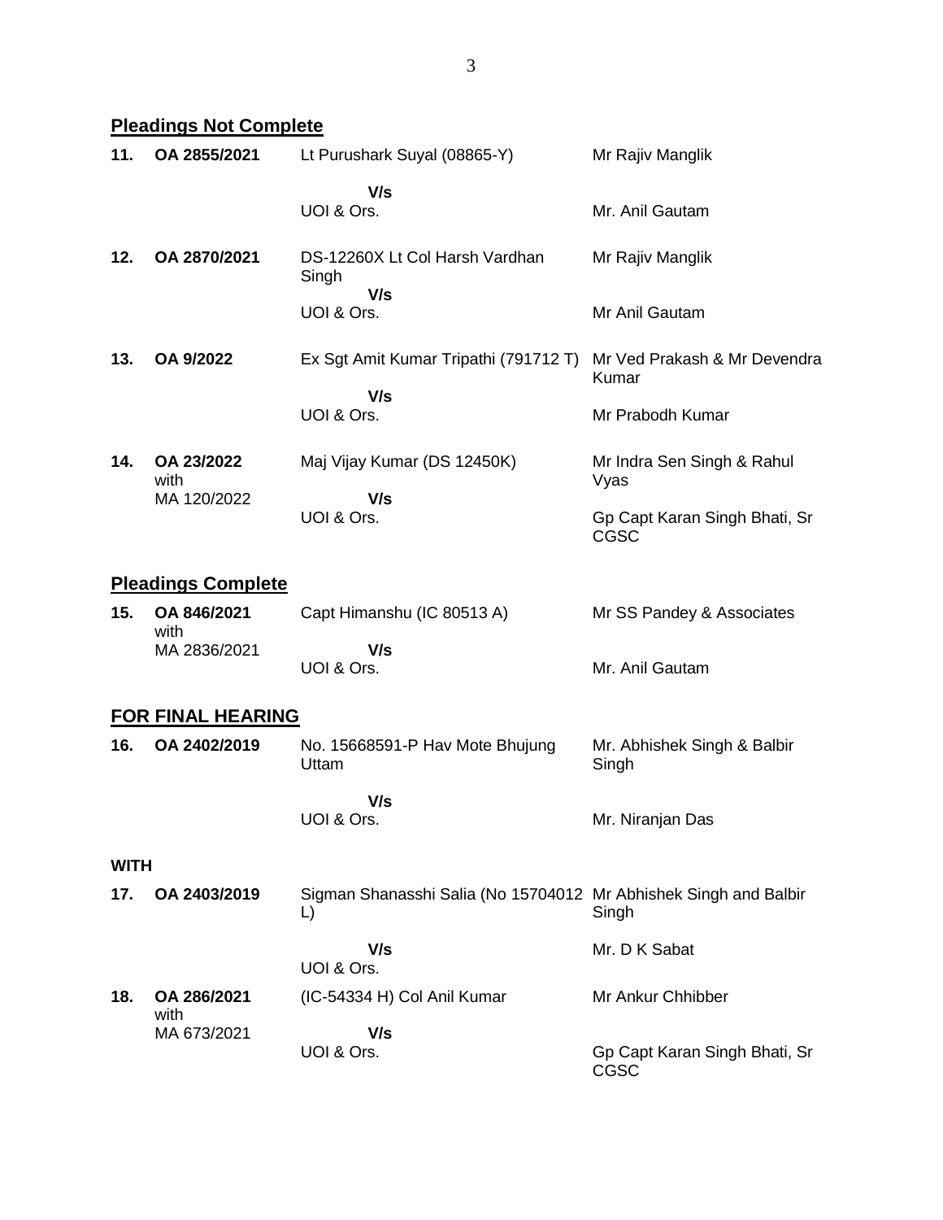## Pleadings Not Complete

| | | | |
|---|---|---|---|
| **11.** | **OA 2855/2021** | Lt Purushark Suyal (08865-Y)<br>**V/s**<br>UOI & Ors. | Mr Rajiv Manglik<br><br>Mr. Anil Gautam |
| **12.** | **OA 2870/2021** | DS-12260X Lt Col Harsh Vardhan Singh<br>**V/s**<br>UOI & Ors. | Mr Rajiv Manglik<br><br>Mr Anil Gautam |
| **13.** | **OA 9/2022** | Ex Sgt Amit Kumar Tripathi (791712 T)<br>**V/s**<br>UOI & Ors. | Mr Ved Prakash & Mr Devendra Kumar<br><br>Mr Prabodh Kumar |
| **14.** | **OA 23/2022** with MA 120/2022 | Maj Vijay Kumar (DS 12450K)<br>**V/s**<br>UOI & Ors. | Mr Indra Sen Singh & Rahul Vyas<br><br>Gp Capt Karan Singh Bhati, Sr CGSC |

## Pleadings Complete

| | | | |
|---|---|---|---|
| **15.** | **OA 846/2021** with MA 2836/2021 | Capt Himanshu (IC 80513 A)<br>**V/s**<br>UOI & Ors. | Mr SS Pandey & Associates<br><br>Mr. Anil Gautam |

## FOR FINAL HEARING

| | | | |
|---|---|---|---|
| **16.** | **OA 2402/2019** | No. 15668591-P Hav Mote Bhujung Uttam<br>**V/s**<br>UOI & Ors. | Mr. Abhishek Singh & Balbir Singh<br><br>Mr. Niranjan Das |

**WITH**

| | | | |
|---|---|---|---|
| **17.** | **OA 2403/2019** | Sigman Shanasshi Salia (No 15704012 L)<br>**V/s**<br>UOI & Ors. | Mr Abhishek Singh and Balbir Singh<br><br>Mr. D K Sabat |
| **18.** | **OA 286/2021** with MA 673/2021 | (IC-54334 H) Col Anil Kumar<br>**V/s**<br>UOI & Ors. | Mr Ankur Chhibber<br><br>Gp Capt Karan Singh Bhati, Sr CGSC |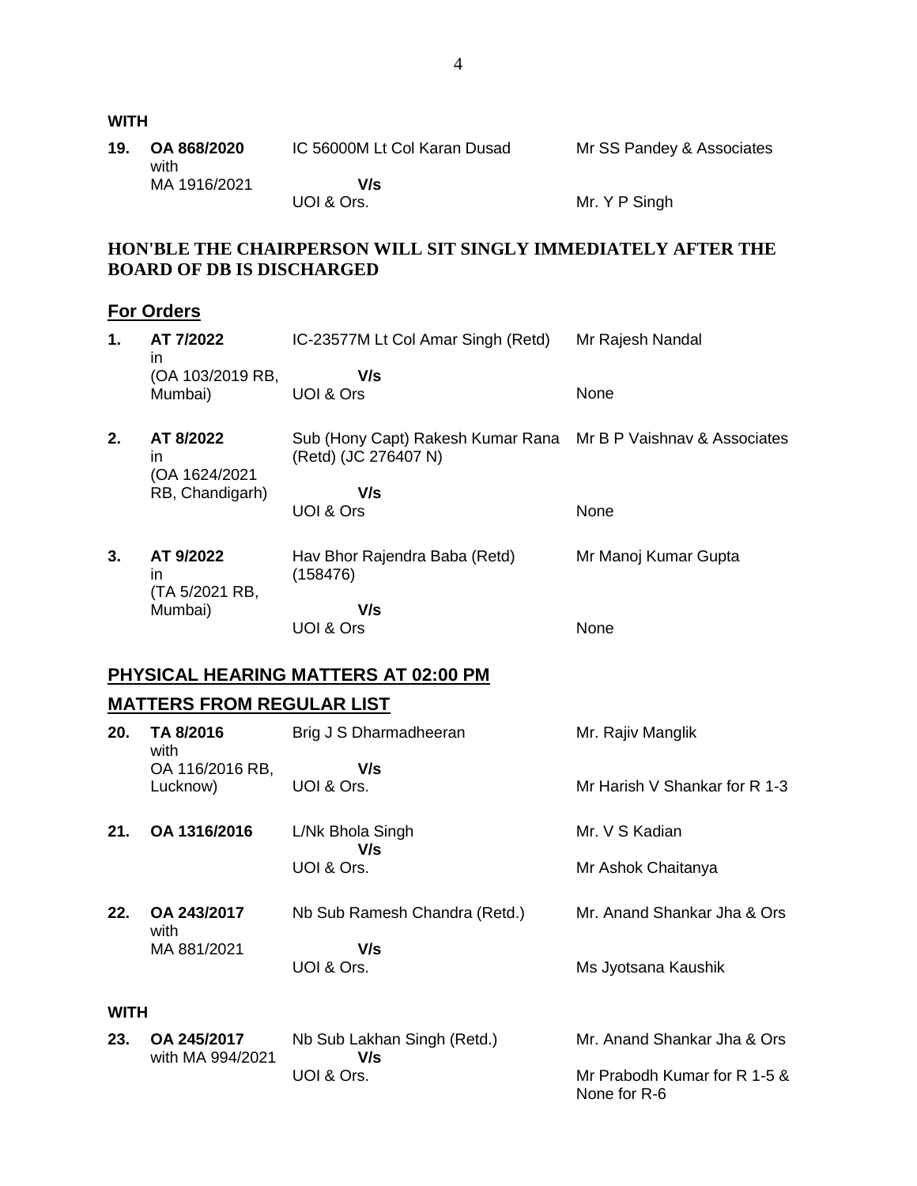**WITH**

| | | | |
|---|---|---|---|
| **19.** | **OA 868/2020** with MA 1916/2021 | IC 56000M Lt Col Karan Dusad **V/s** UOI & Ors. | Mr SS Pandey & Associates / Mr. Y P Singh |

**HON'BLE THE CHAIRPERSON WILL SIT SINGLY IMMEDIATELY AFTER THE BOARD OF DB IS DISCHARGED**

## For Orders

| | | | |
|---|---|---|---|
| **1.** | **AT 7/2022** in (OA 103/2019 RB, Mumbai) | IC-23577M Lt Col Amar Singh (Retd) **V/s** UOI & Ors | Mr Rajesh Nandal / None |
| **2.** | **AT 8/2022** in (OA 1624/2021 RB, Chandigarh) | Sub (Hony Capt) Rakesh Kumar Rana (Retd) (JC 276407 N) **V/s** UOI & Ors | Mr B P Vaishnav & Associates / None |
| **3.** | **AT 9/2022** in (TA 5/2021 RB, Mumbai) | Hav Bhor Rajendra Baba (Retd) (158476) **V/s** UOI & Ors | Mr Manoj Kumar Gupta / None |

## PHYSICAL HEARING MATTERS AT 02:00 PM

## MATTERS FROM REGULAR LIST

| | | | |
|---|---|---|---|
| **20.** | **TA 8/2016** with OA 116/2016 RB, Lucknow) | Brig J S Dharmadheeran **V/s** UOI & Ors. | Mr. Rajiv Manglik / Mr Harish V Shankar for R 1-3 |
| **21.** | **OA 1316/2016** | L/Nk Bhola Singh **V/s** UOI & Ors. | Mr. V S Kadian / Mr Ashok Chaitanya |
| **22.** | **OA 243/2017** with MA 881/2021 | Nb Sub Ramesh Chandra (Retd.) **V/s** UOI & Ors. | Mr. Anand Shankar Jha & Ors / Ms Jyotsana Kaushik |

**WITH**

| | | | |
|---|---|---|---|
| **23.** | **OA 245/2017** with MA 994/2021 | Nb Sub Lakhan Singh (Retd.) **V/s** UOI & Ors. | Mr. Anand Shankar Jha & Ors / Mr Prabodh Kumar for R 1-5 & None for R-6 |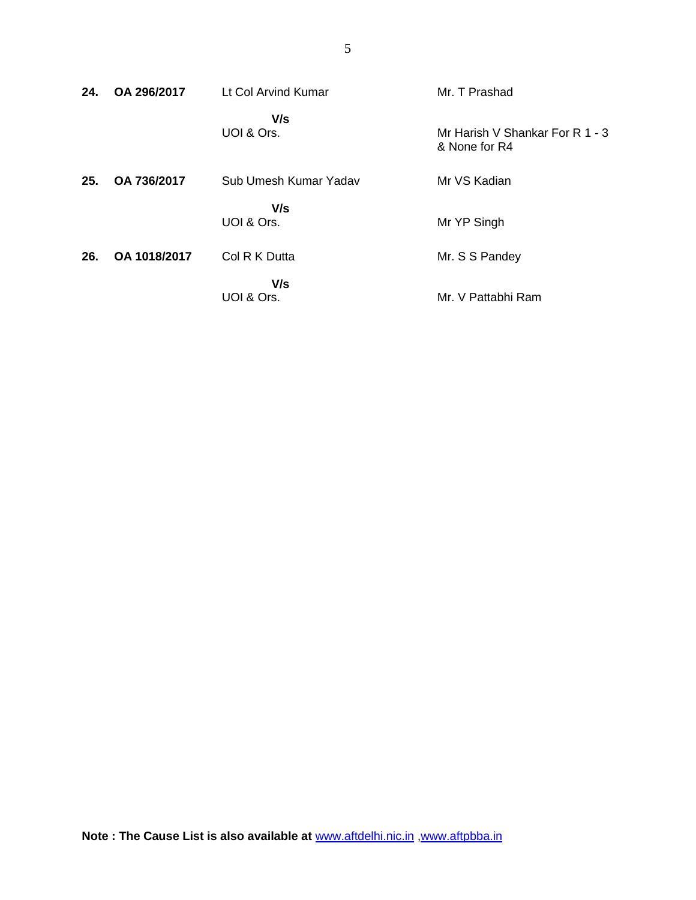| | | | |
|---|---|---|---|
| **24.** | **OA 296/2017** | Lt Col Arvind Kumar<br>**V/s**<br>UOI & Ors. | Mr. T Prashad<br><br>Mr Harish V Shankar For R 1 - 3 & None for R4 |
| **25.** | **OA 736/2017** | Sub Umesh Kumar Yadav<br>**V/s**<br>UOI & Ors. | Mr VS Kadian<br><br>Mr YP Singh |
| **26.** | **OA 1018/2017** | Col R K Dutta<br>**V/s**<br>UOI & Ors. | Mr. S S Pandey<br><br>Mr. V Pattabhi Ram |

**Note : The Cause List is also available at** www.aftdelhi.nic.in ,www.aftpbba.in